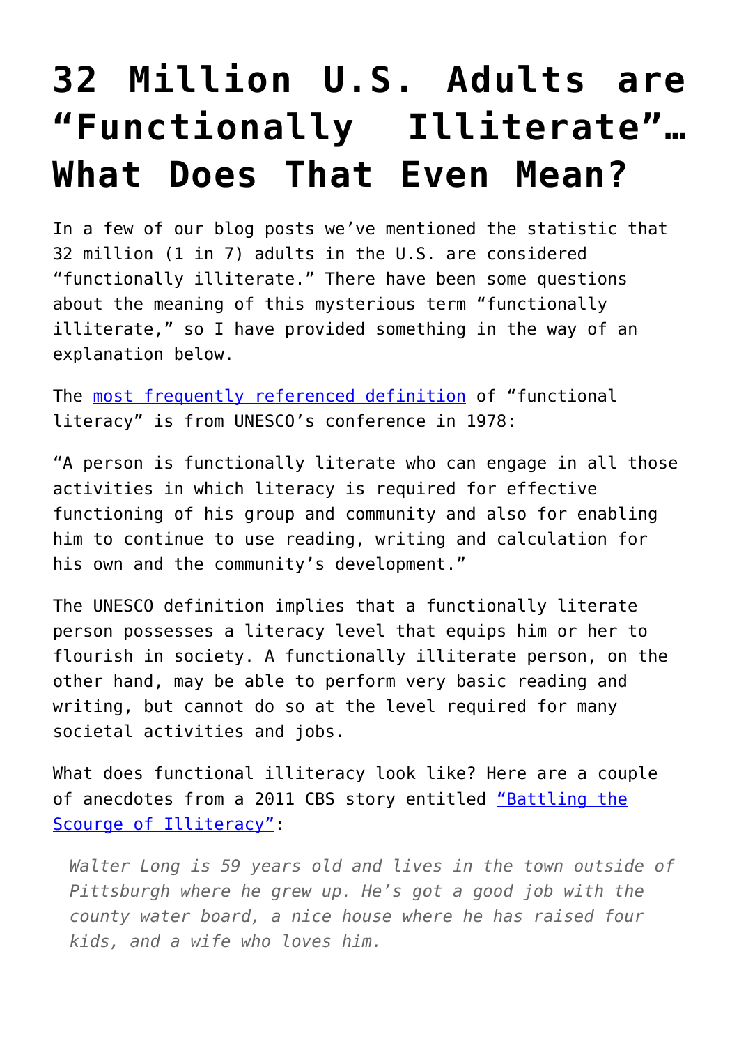# 32 Million U.S. Adults are "Functionally Illiterate"… What Does That Even Mean?

In a few of our blog posts we've mentioned the statistic that 32 million (1 in 7) adults in the U.S. are considered "functionally illiterate." There have been some questions about the meaning of this mysterious term "functionally illiterate," so I have provided something in the way of an explanation below.

The [most frequently referenced definition]() of "functional literacy" is from UNESCO's conference in 1978:

"A person is functionally literate who can engage in all those activities in which literacy is required for effective functioning of his group and community and also for enabling him to continue to use reading, writing and calculation for his own and the community's development."

The UNESCO definition implies that a functionally literate person possesses a literacy level that equips him or her to flourish in society. A functionally illiterate person, on the other hand, may be able to perform very basic reading and writing, but cannot do so at the level required for many societal activities and jobs.

What does functional illiteracy look like? Here are a couple of anecdotes from a 2011 CBS story entitled ["Battling the Scourge of Illiteracy"]():

> *Walter Long is 59 years old and lives in the town outside of Pittsburgh where he grew up. He's got a good job with the county water board, a nice house where he has raised four kids, and a wife who loves him.*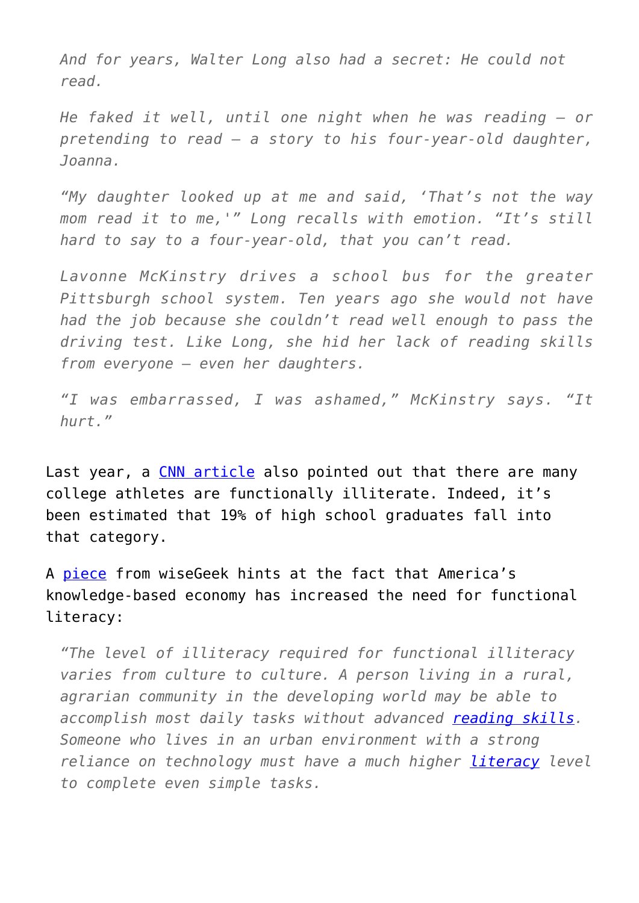> *And for years, Walter Long also had a secret: He could not read.*
>
> *He faked it well, until one night when he was reading – or pretending to read – a story to his four-year-old daughter, Joanna.*
>
> *"My daughter looked up at me and said, 'That's not the way mom read it to me,'" Long recalls with emotion. "It's still hard to say to a four-year-old, that you can't read.*
>
> *Lavonne McKinstry drives a school bus for the greater Pittsburgh school system. Ten years ago she would not have had the job because she couldn't read well enough to pass the driving test. Like Long, she hid her lack of reading skills from everyone – even her daughters.*
>
> *"I was embarrassed, I was ashamed," McKinstry says. "It hurt."*

Last year, a CNN article also pointed out that there are many college athletes are functionally illiterate. Indeed, it's been estimated that 19% of high school graduates fall into that category.

A piece from wiseGeek hints at the fact that America's knowledge-based economy has increased the need for functional literacy:

> *"The level of illiteracy required for functional illiteracy varies from culture to culture. A person living in a rural, agrarian community in the developing world may be able to accomplish most daily tasks without advanced reading skills. Someone who lives in an urban environment with a strong reliance on technology must have a much higher literacy level to complete even simple tasks.*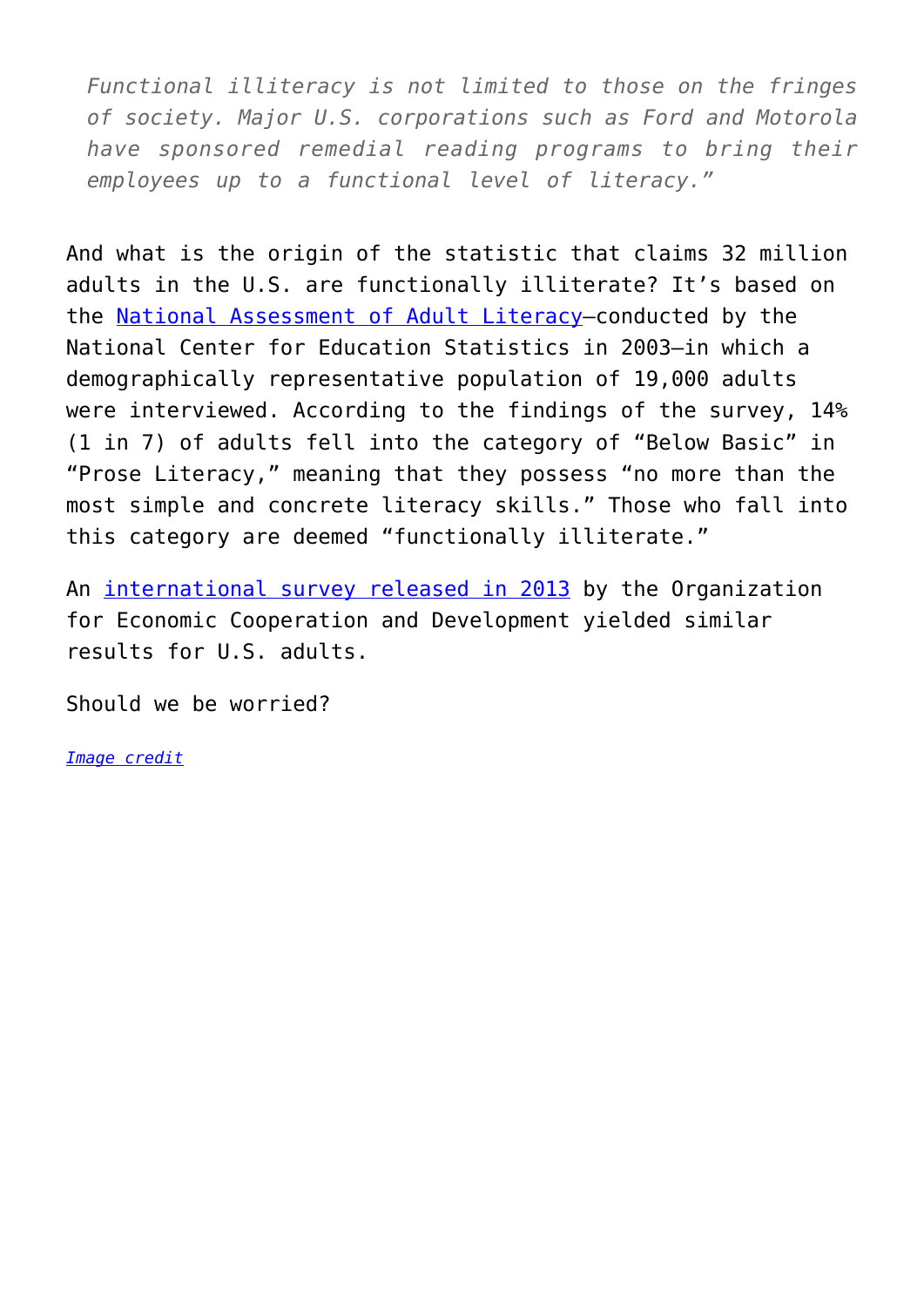> *Functional illiteracy is not limited to those on the fringes of society. Major U.S. corporations such as Ford and Motorola have sponsored remedial reading programs to bring their employees up to a functional level of literacy."*

And what is the origin of the statistic that claims 32 million adults in the U.S. are functionally illiterate? It's based on the National Assessment of Adult Literacy—conducted by the National Center for Education Statistics in 2003—in which a demographically representative population of 19,000 adults were interviewed. According to the findings of the survey, 14% (1 in 7) of adults fell into the category of "Below Basic" in "Prose Literacy," meaning that they possess "no more than the most simple and concrete literacy skills." Those who fall into this category are deemed "functionally illiterate."

An international survey released in 2013 by the Organization for Economic Cooperation and Development yielded similar results for U.S. adults.

Should we be worried?

*Image credit*